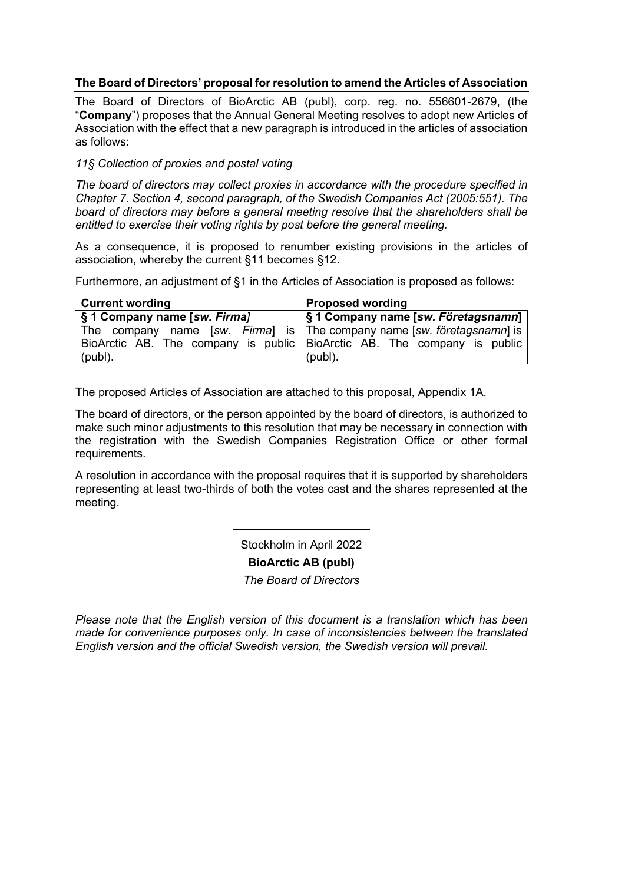## The Board of Directors' proposal for resolution to amend the Articles of Association

The Board of Directors of BioArctic AB (publ), corp. reg. no. 556601-2679, (the "**Company**") proposes that the Annual General Meeting resolves to adopt new Articles of Association with the effect that a new paragraph is introduced in the articles of association as follows:

*11§ Collection of proxies and postal voting*

*The board of directors may collect proxies in accordance with the procedure specified in Chapter 7. Section 4, second paragraph, of the Swedish Companies Act (2005:551). The board of directors may before a general meeting resolve that the shareholders shall be entitled to exercise their voting rights by post before the general meeting.*

As a consequence, it is proposed to renumber existing provisions in the articles of association, whereby the current §11 becomes §12.

Furthermore, an adjustment of §1 in the Articles of Association is proposed as follows:

| Current wording | Proposed wording |
|---|---|
| **§ 1 Company name [*sw. Firma*]** | **§ 1 Company name [*sw. Företagsnamn*]** |
| The company name [*sw. Firma*] is BioArctic AB. The company is public (publ). | The company name [*sw. företagsnamn*] is BioArctic AB. The company is public (publ). |

The proposed Articles of Association are attached to this proposal, Appendix 1A.

The board of directors, or the person appointed by the board of directors, is authorized to make such minor adjustments to this resolution that may be necessary in connection with the registration with the Swedish Companies Registration Office or other formal requirements.

A resolution in accordance with the proposal requires that it is supported by shareholders representing at least two-thirds of both the votes cast and the shares represented at the meeting.

---

Stockholm in April 2022

**BioArctic AB (publ)**

*The Board of Directors*

*Please note that the English version of this document is a translation which has been made for convenience purposes only. In case of inconsistencies between the translated English version and the official Swedish version, the Swedish version will prevail.*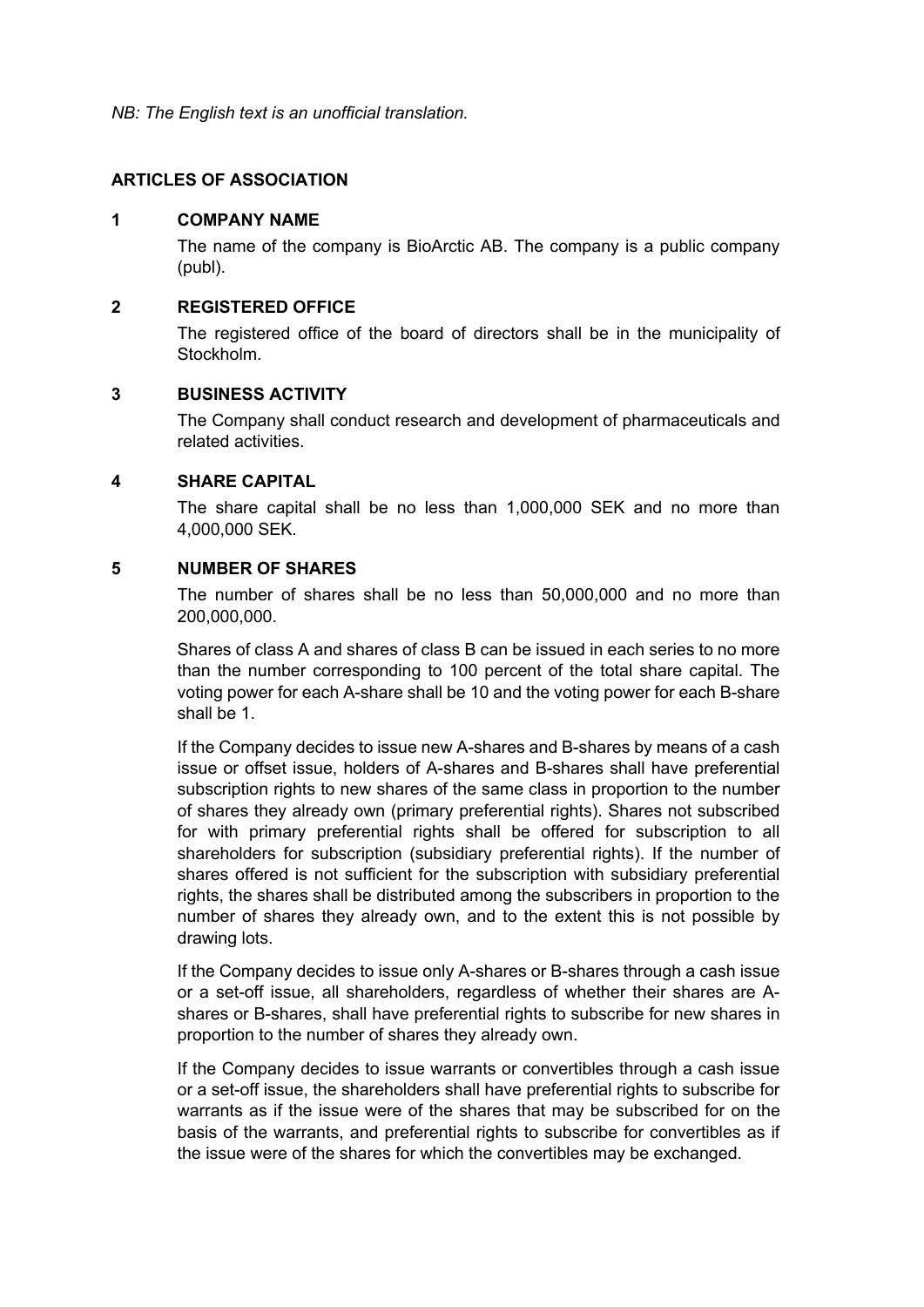*NB: The English text is an unofficial translation.*

## ARTICLES OF ASSOCIATION

### 1 COMPANY NAME

The name of the company is BioArctic AB. The company is a public company (publ).

### 2 REGISTERED OFFICE

The registered office of the board of directors shall be in the municipality of Stockholm.

### 3 BUSINESS ACTIVITY

The Company shall conduct research and development of pharmaceuticals and related activities.

### 4 SHARE CAPITAL

The share capital shall be no less than 1,000,000 SEK and no more than 4,000,000 SEK.

### 5 NUMBER OF SHARES

The number of shares shall be no less than 50,000,000 and no more than 200,000,000.

Shares of class A and shares of class B can be issued in each series to no more than the number corresponding to 100 percent of the total share capital. The voting power for each A-share shall be 10 and the voting power for each B-share shall be 1.

If the Company decides to issue new A-shares and B-shares by means of a cash issue or offset issue, holders of A-shares and B-shares shall have preferential subscription rights to new shares of the same class in proportion to the number of shares they already own (primary preferential rights). Shares not subscribed for with primary preferential rights shall be offered for subscription to all shareholders for subscription (subsidiary preferential rights). If the number of shares offered is not sufficient for the subscription with subsidiary preferential rights, the shares shall be distributed among the subscribers in proportion to the number of shares they already own, and to the extent this is not possible by drawing lots.

If the Company decides to issue only A-shares or B-shares through a cash issue or a set-off issue, all shareholders, regardless of whether their shares are A-shares or B-shares, shall have preferential rights to subscribe for new shares in proportion to the number of shares they already own.

If the Company decides to issue warrants or convertibles through a cash issue or a set-off issue, the shareholders shall have preferential rights to subscribe for warrants as if the issue were of the shares that may be subscribed for on the basis of the warrants, and preferential rights to subscribe for convertibles as if the issue were of the shares for which the convertibles may be exchanged.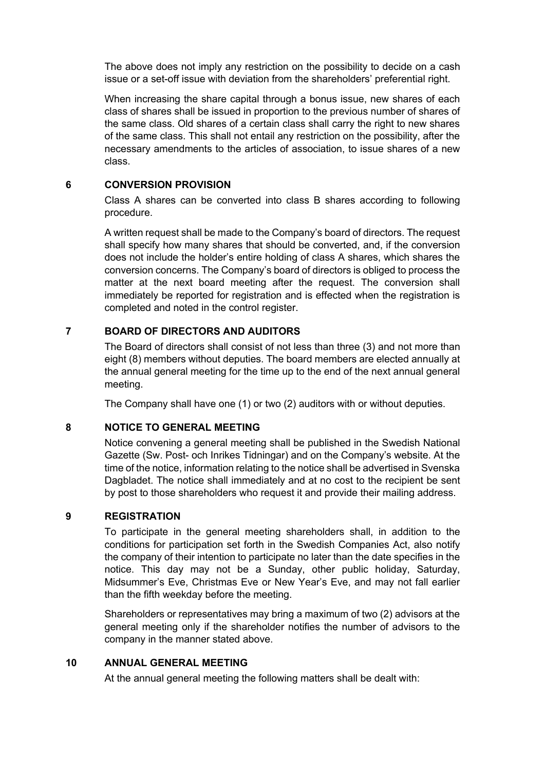The above does not imply any restriction on the possibility to decide on a cash issue or a set-off issue with deviation from the shareholders' preferential right.

When increasing the share capital through a bonus issue, new shares of each class of shares shall be issued in proportion to the previous number of shares of the same class. Old shares of a certain class shall carry the right to new shares of the same class. This shall not entail any restriction on the possibility, after the necessary amendments to the articles of association, to issue shares of a new class.

## 6 CONVERSION PROVISION

Class A shares can be converted into class B shares according to following procedure.

A written request shall be made to the Company's board of directors. The request shall specify how many shares that should be converted, and, if the conversion does not include the holder's entire holding of class A shares, which shares the conversion concerns. The Company's board of directors is obliged to process the matter at the next board meeting after the request. The conversion shall immediately be reported for registration and is effected when the registration is completed and noted in the control register.

## 7 BOARD OF DIRECTORS AND AUDITORS

The Board of directors shall consist of not less than three (3) and not more than eight (8) members without deputies. The board members are elected annually at the annual general meeting for the time up to the end of the next annual general meeting.

The Company shall have one (1) or two (2) auditors with or without deputies.

## 8 NOTICE TO GENERAL MEETING

Notice convening a general meeting shall be published in the Swedish National Gazette (Sw. Post- och Inrikes Tidningar) and on the Company's website. At the time of the notice, information relating to the notice shall be advertised in Svenska Dagbladet. The notice shall immediately and at no cost to the recipient be sent by post to those shareholders who request it and provide their mailing address.

## 9 REGISTRATION

To participate in the general meeting shareholders shall, in addition to the conditions for participation set forth in the Swedish Companies Act, also notify the company of their intention to participate no later than the date specifies in the notice. This day may not be a Sunday, other public holiday, Saturday, Midsummer's Eve, Christmas Eve or New Year's Eve, and may not fall earlier than the fifth weekday before the meeting.

Shareholders or representatives may bring a maximum of two (2) advisors at the general meeting only if the shareholder notifies the number of advisors to the company in the manner stated above.

## 10 ANNUAL GENERAL MEETING

At the annual general meeting the following matters shall be dealt with: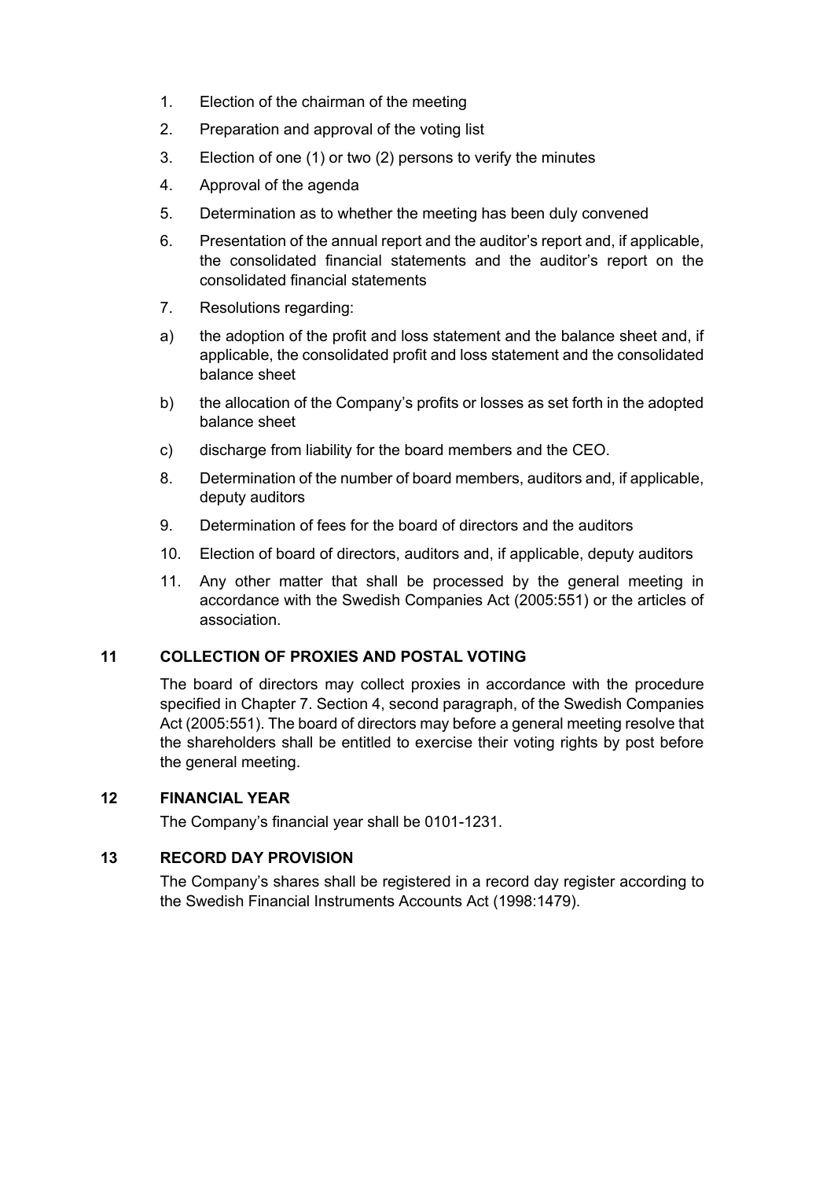1. Election of the chairman of the meeting
2. Preparation and approval of the voting list
3. Election of one (1) or two (2) persons to verify the minutes
4. Approval of the agenda
5. Determination as to whether the meeting has been duly convened
6. Presentation of the annual report and the auditor's report and, if applicable, the consolidated financial statements and the auditor's report on the consolidated financial statements
7. Resolutions regarding:

a) the adoption of the profit and loss statement and the balance sheet and, if applicable, the consolidated profit and loss statement and the consolidated balance sheet

b) the allocation of the Company's profits or losses as set forth in the adopted balance sheet

c) discharge from liability for the board members and the CEO.

8. Determination of the number of board members, auditors and, if applicable, deputy auditors
9. Determination of fees for the board of directors and the auditors
10. Election of board of directors, auditors and, if applicable, deputy auditors
11. Any other matter that shall be processed by the general meeting in accordance with the Swedish Companies Act (2005:551) or the articles of association.

## 11 COLLECTION OF PROXIES AND POSTAL VOTING

The board of directors may collect proxies in accordance with the procedure specified in Chapter 7. Section 4, second paragraph, of the Swedish Companies Act (2005:551). The board of directors may before a general meeting resolve that the shareholders shall be entitled to exercise their voting rights by post before the general meeting.

## 12 FINANCIAL YEAR

The Company's financial year shall be 0101-1231.

## 13 RECORD DAY PROVISION

The Company's shares shall be registered in a record day register according to the Swedish Financial Instruments Accounts Act (1998:1479).